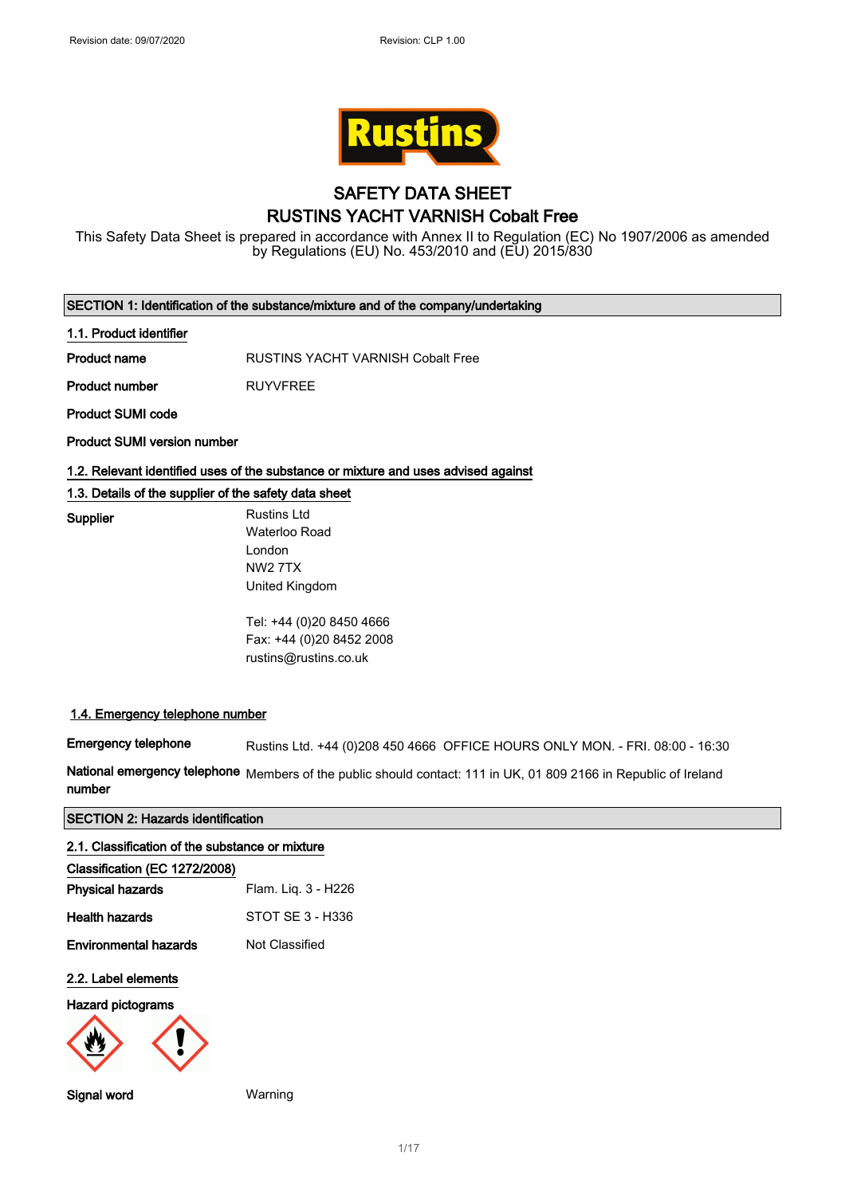Revision date: 09/07/2020 Revision: CLP 1.00

# SAFETY DATA SHEET
# RUSTINS YACHT VARNISH Cobalt Free

This Safety Data Sheet is prepared in accordance with Annex II to Regulation (EC) No 1907/2006 as amended by Regulations (EU) No. 453/2010 and (EU) 2015/830

## SECTION 1: Identification of the substance/mixture and of the company/undertaking

### 1.1. Product identifier

**Product name** RUSTINS YACHT VARNISH Cobalt Free

**Product number** RUYVFREE

**Product SUMI code**

**Product SUMI version number**

### 1.2. Relevant identified uses of the substance or mixture and uses advised against

### 1.3. Details of the supplier of the safety data sheet

**Supplier**
Rustins Ltd
Waterloo Road
London
NW2 7TX
United Kingdom

Tel: +44 (0)20 8450 4666
Fax: +44 (0)20 8452 2008
rustins@rustins.co.uk

### 1.4. Emergency telephone number

**Emergency telephone** Rustins Ltd. +44 (0)208 450 4666 OFFICE HOURS ONLY MON. - FRI. 08:00 - 16:30

**National emergency telephone number** Members of the public should contact: 111 in UK, 01 809 2166 in Republic of Ireland

## SECTION 2: Hazards identification

### 2.1. Classification of the substance or mixture

**Classification (EC 1272/2008)**

**Physical hazards** Flam. Liq. 3 - H226

**Health hazards** STOT SE 3 - H336

**Environmental hazards** Not Classified

### 2.2. Label elements

**Hazard pictograms**

**Signal word** Warning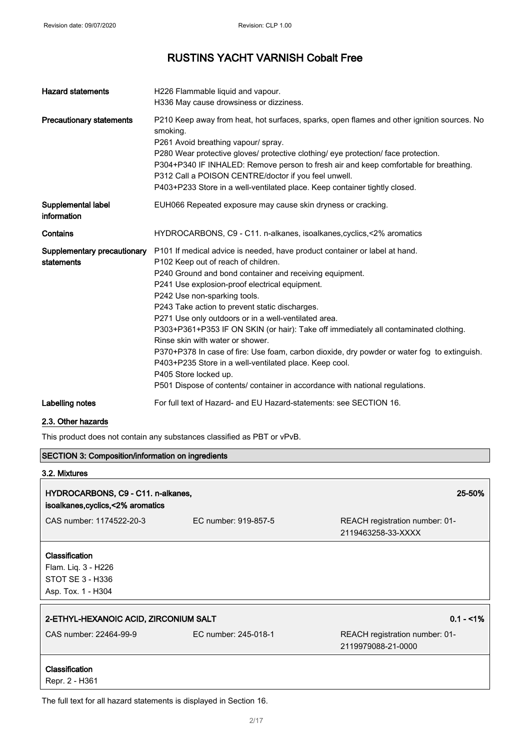# RUSTINS YACHT VARNISH Cobalt Free

| | |
|---|---|
| **Hazard statements** | H226 Flammable liquid and vapour.<br>H336 May cause drowsiness or dizziness. |
| **Precautionary statements** | P210 Keep away from heat, hot surfaces, sparks, open flames and other ignition sources. No smoking.<br>P261 Avoid breathing vapour/ spray.<br>P280 Wear protective gloves/ protective clothing/ eye protection/ face protection.<br>P304+P340 IF INHALED: Remove person to fresh air and keep comfortable for breathing.<br>P312 Call a POISON CENTRE/doctor if you feel unwell.<br>P403+P233 Store in a well-ventilated place. Keep container tightly closed. |
| **Supplemental label information** | EUH066 Repeated exposure may cause skin dryness or cracking. |
| **Contains** | HYDROCARBONS, C9 - C11. n-alkanes, isoalkanes,cyclics,<2% aromatics |
| **Supplementary precautionary statements** | P101 If medical advice is needed, have product container or label at hand.<br>P102 Keep out of reach of children.<br>P240 Ground and bond container and receiving equipment.<br>P241 Use explosion-proof electrical equipment.<br>P242 Use non-sparking tools.<br>P243 Take action to prevent static discharges.<br>P271 Use only outdoors or in a well-ventilated area.<br>P303+P361+P353 IF ON SKIN (or hair): Take off immediately all contaminated clothing. Rinse skin with water or shower.<br>P370+P378 In case of fire: Use foam, carbon dioxide, dry powder or water fog to extinguish.<br>P403+P235 Store in a well-ventilated place. Keep cool.<br>P405 Store locked up.<br>P501 Dispose of contents/ container in accordance with national regulations. |
| **Labelling notes** | For full text of Hazard- and EU Hazard-statements: see SECTION 16. |

## 2.3. Other hazards

This product does not contain any substances classified as PBT or vPvB.

## SECTION 3: Composition/information on ingredients

### 3.2. Mixtures

| **HYDROCARBONS, C9 - C11. n-alkanes, isoalkanes,cyclics,<2% aromatics** | | **25-50%** |
|---|---|---|
| CAS number: 1174522-20-3 | EC number: 919-857-5 | REACH registration number: 01-2119463258-33-XXXX |

**Classification**
Flam. Liq. 3 - H226
STOT SE 3 - H336
Asp. Tox. 1 - H304

| **2-ETHYL-HEXANOIC ACID, ZIRCONIUM SALT** | | **0.1 - <1%** |
|---|---|---|
| CAS number: 22464-99-9 | EC number: 245-018-1 | REACH registration number: 01-2119979088-21-0000 |

**Classification**
Repr. 2 - H361

The full text for all hazard statements is displayed in Section 16.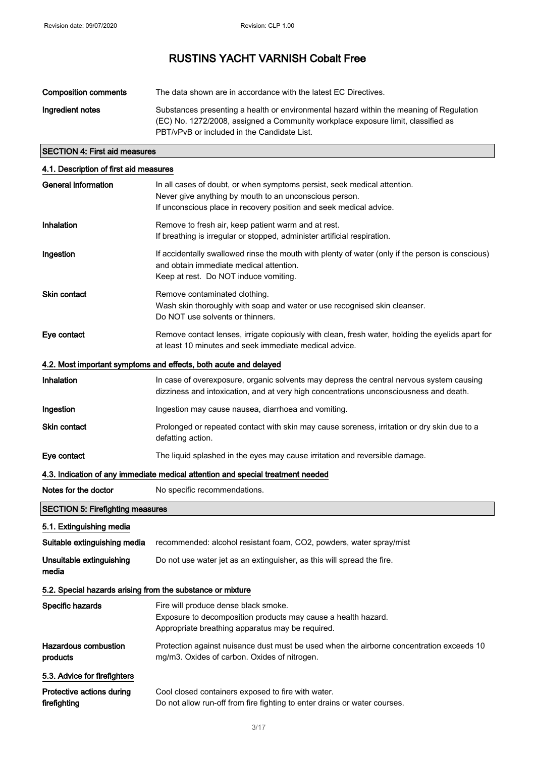# RUSTINS YACHT VARNISH Cobalt Free

| | |
|---|---|
| **Composition comments** | The data shown are in accordance with the latest EC Directives. |
| **Ingredient notes** | Substances presenting a health or environmental hazard within the meaning of Regulation (EC) No. 1272/2008, assigned a Community workplace exposure limit, classified as PBT/vPvB or included in the Candidate List. |

## SECTION 4: First aid measures

### 4.1. Description of first aid measures

| | |
|---|---|
| **General information** | In all cases of doubt, or when symptoms persist, seek medical attention.<br>Never give anything by mouth to an unconscious person.<br>If unconscious place in recovery position and seek medical advice. |
| **Inhalation** | Remove to fresh air, keep patient warm and at rest.<br>If breathing is irregular or stopped, administer artificial respiration. |
| **Ingestion** | If accidentally swallowed rinse the mouth with plenty of water (only if the person is conscious) and obtain immediate medical attention.<br>Keep at rest. Do NOT induce vomiting. |
| **Skin contact** | Remove contaminated clothing.<br>Wash skin thoroughly with soap and water or use recognised skin cleanser.<br>Do NOT use solvents or thinners. |
| **Eye contact** | Remove contact lenses, irrigate copiously with clean, fresh water, holding the eyelids apart for at least 10 minutes and seek immediate medical advice. |

### 4.2. Most important symptoms and effects, both acute and delayed

| | |
|---|---|
| **Inhalation** | In case of overexposure, organic solvents may depress the central nervous system causing dizziness and intoxication, and at very high concentrations unconsciousness and death. |
| **Ingestion** | Ingestion may cause nausea, diarrhoea and vomiting. |
| **Skin contact** | Prolonged or repeated contact with skin may cause soreness, irritation or dry skin due to a defatting action. |
| **Eye contact** | The liquid splashed in the eyes may cause irritation and reversible damage. |

### 4.3. Indication of any immediate medical attention and special treatment needed

| | |
|---|---|
| **Notes for the doctor** | No specific recommendations. |

## SECTION 5: Firefighting measures

### 5.1. Extinguishing media

| | |
|---|---|
| **Suitable extinguishing media** | recommended: alcohol resistant foam, $CO_2$, powders, water spray/mist |
| **Unsuitable extinguishing media** | Do not use water jet as an extinguisher, as this will spread the fire. |

### 5.2. Special hazards arising from the substance or mixture

| | |
|---|---|
| **Specific hazards** | Fire will produce dense black smoke.<br>Exposure to decomposition products may cause a health hazard.<br>Appropriate breathing apparatus may be required. |
| **Hazardous combustion products** | Protection against nuisance dust must be used when the airborne concentration exceeds 10 mg/m3. Oxides of carbon. Oxides of nitrogen. |

### 5.3. Advice for firefighters

| | |
|---|---|
| **Protective actions during firefighting** | Cool closed containers exposed to fire with water.<br>Do not allow run-off from fire fighting to enter drains or water courses. |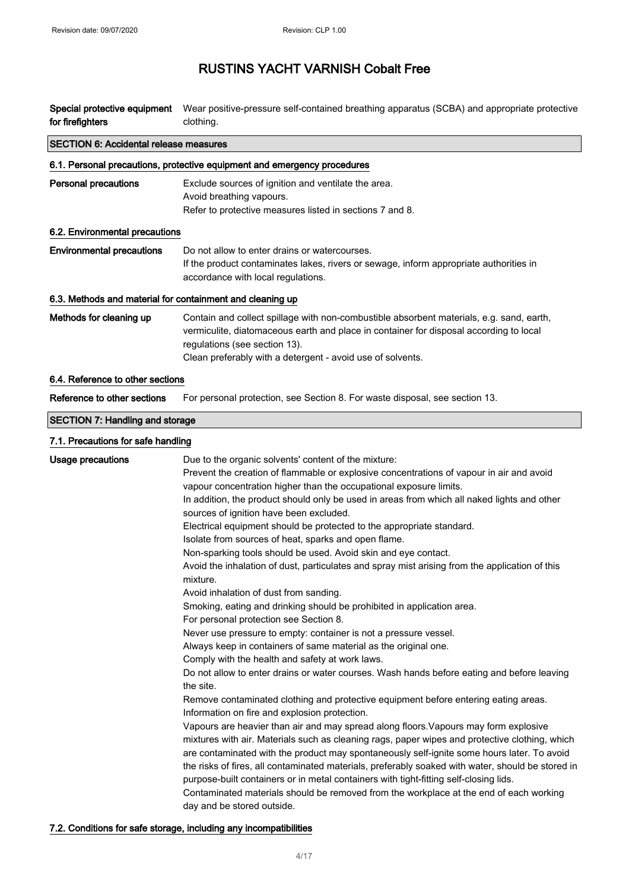| | |
|---|---|
| **Special protective equipment for firefighters** | Wear positive-pressure self-contained breathing apparatus (SCBA) and appropriate protective clothing. |

## SECTION 6: Accidental release measures

### 6.1. Personal precautions, protective equipment and emergency procedures

| | |
|---|---|
| **Personal precautions** | Exclude sources of ignition and ventilate the area.<br>Avoid breathing vapours.<br>Refer to protective measures listed in sections 7 and 8. |

### 6.2. Environmental precautions

| | |
|---|---|
| **Environmental precautions** | Do not allow to enter drains or watercourses.<br>If the product contaminates lakes, rivers or sewage, inform appropriate authorities in accordance with local regulations. |

### 6.3. Methods and material for containment and cleaning up

| | |
|---|---|
| **Methods for cleaning up** | Contain and collect spillage with non-combustible absorbent materials, e.g. sand, earth, vermiculite, diatomaceous earth and place in container for disposal according to local regulations (see section 13).<br>Clean preferably with a detergent - avoid use of solvents. |

### 6.4. Reference to other sections

| | |
|---|---|
| **Reference to other sections** | For personal protection, see Section 8. For waste disposal, see section 13. |

## SECTION 7: Handling and storage

### 7.1. Precautions for safe handling

| | |
|---|---|
| **Usage precautions** | Due to the organic solvents' content of the mixture:<br>Prevent the creation of flammable or explosive concentrations of vapour in air and avoid vapour concentration higher than the occupational exposure limits.<br>In addition, the product should only be used in areas from which all naked lights and other sources of ignition have been excluded.<br>Electrical equipment should be protected to the appropriate standard.<br>Isolate from sources of heat, sparks and open flame.<br>Non-sparking tools should be used. Avoid skin and eye contact.<br>Avoid the inhalation of dust, particulates and spray mist arising from the application of this mixture.<br>Avoid inhalation of dust from sanding.<br>Smoking, eating and drinking should be prohibited in application area.<br>For personal protection see Section 8.<br>Never use pressure to empty: container is not a pressure vessel.<br>Always keep in containers of same material as the original one.<br>Comply with the health and safety at work laws.<br>Do not allow to enter drains or water courses. Wash hands before eating and before leaving the site.<br>Remove contaminated clothing and protective equipment before entering eating areas.<br>Information on fire and explosion protection.<br>Vapours are heavier than air and may spread along floors.Vapours may form explosive mixtures with air. Materials such as cleaning rags, paper wipes and protective clothing, which are contaminated with the product may spontaneously self-ignite some hours later. To avoid the risks of fires, all contaminated materials, preferably soaked with water, should be stored in purpose-built containers or in metal containers with tight-fitting self-closing lids.<br>Contaminated materials should be removed from the workplace at the end of each working day and be stored outside. |

### 7.2. Conditions for safe storage, including any incompatibilities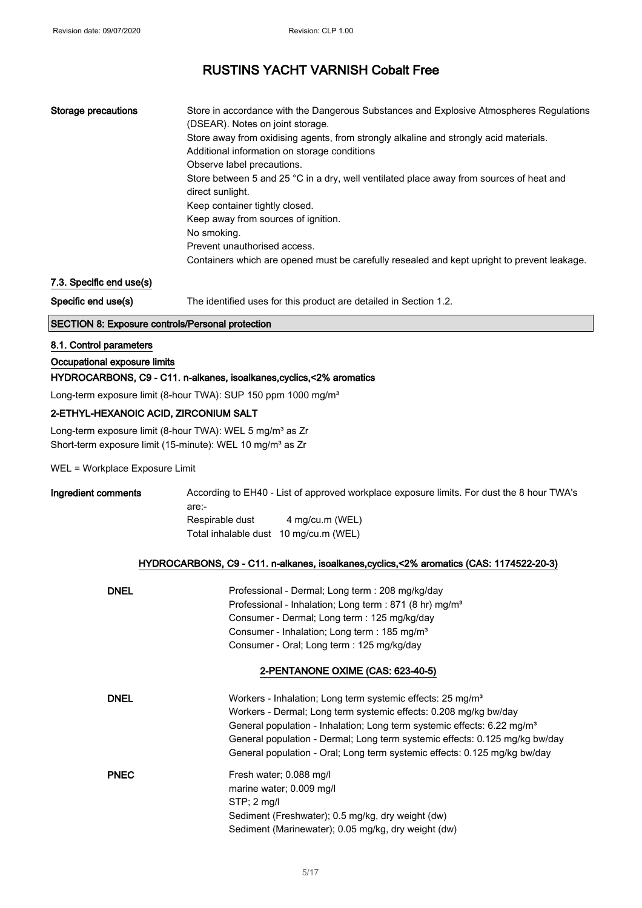# RUSTINS YACHT VARNISH Cobalt Free

**Storage precautions**

Store in accordance with the Dangerous Substances and Explosive Atmospheres Regulations (DSEAR). Notes on joint storage.
Store away from oxidising agents, from strongly alkaline and strongly acid materials.
Additional information on storage conditions
Observe label precautions.
Store between 5 and 25 °C in a dry, well ventilated place away from sources of heat and direct sunlight.
Keep container tightly closed.
Keep away from sources of ignition.
No smoking.
Prevent unauthorised access.
Containers which are opened must be carefully resealed and kept upright to prevent leakage.

### 7.3. Specific end use(s)

**Specific end use(s)** The identified uses for this product are detailed in Section 1.2.

## SECTION 8: Exposure controls/Personal protection

### 8.1. Control parameters

**Occupational exposure limits**

**HYDROCARBONS, C9 - C11. n-alkanes, isoalkanes,cyclics,<2% aromatics**

Long-term exposure limit (8-hour TWA): SUP 150 ppm 1000 mg/m³

**2-ETHYL-HEXANOIC ACID, ZIRCONIUM SALT**

Long-term exposure limit (8-hour TWA): WEL 5 mg/m³ as Zr
Short-term exposure limit (15-minute): WEL 10 mg/m³ as Zr

WEL = Workplace Exposure Limit

**Ingredient comments**

According to EH40 - List of approved workplace exposure limits. For dust the 8 hour TWA's are:-
Respirable dust 4 mg/cu.m (WEL)
Total inhalable dust 10 mg/cu.m (WEL)

**HYDROCARBONS, C9 - C11. n-alkanes, isoalkanes,cyclics,<2% aromatics (CAS: 1174522-20-3)**

**DNEL**

Professional - Dermal; Long term : 208 mg/kg/day
Professional - Inhalation; Long term : 871 (8 hr) mg/m³
Consumer - Dermal; Long term : 125 mg/kg/day
Consumer - Inhalation; Long term : 185 mg/m³
Consumer - Oral; Long term : 125 mg/kg/day

**2-PENTANONE OXIME (CAS: 623-40-5)**

**DNEL**

Workers - Inhalation; Long term systemic effects: 25 mg/m³
Workers - Dermal; Long term systemic effects: 0.208 mg/kg bw/day
General population - Inhalation; Long term systemic effects: 6.22 mg/m³
General population - Dermal; Long term systemic effects: 0.125 mg/kg bw/day
General population - Oral; Long term systemic effects: 0.125 mg/kg bw/day

**PNEC**

Fresh water; 0.088 mg/l
marine water; 0.009 mg/l
STP; 2 mg/l
Sediment (Freshwater); 0.5 mg/kg, dry weight (dw)
Sediment (Marinewater); 0.05 mg/kg, dry weight (dw)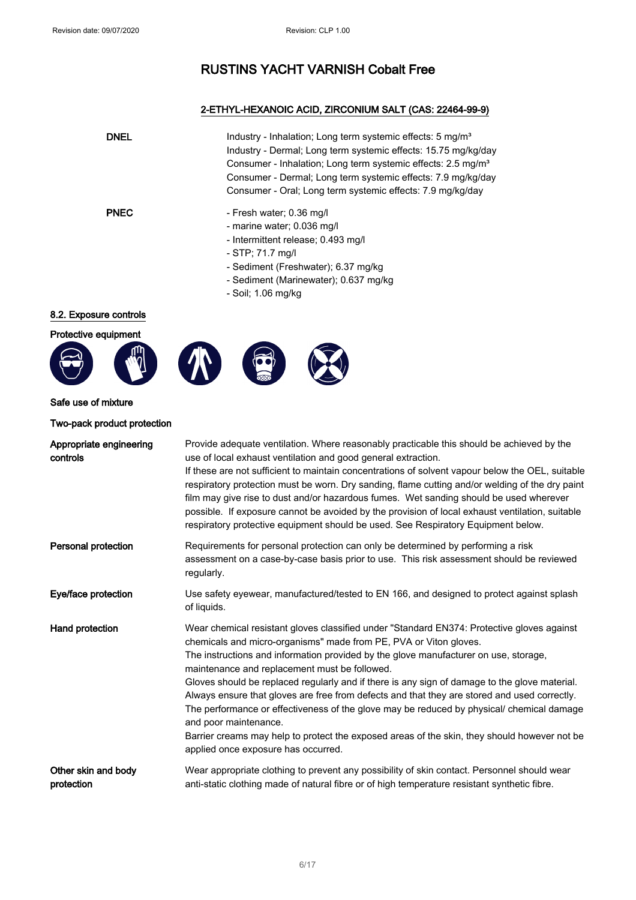# RUSTINS YACHT VARNISH Cobalt Free

### 2-ETHYL-HEXANOIC ACID, ZIRCONIUM SALT (CAS: 22464-99-9)

| | |
|---|---|
| **DNEL** | Industry - Inhalation; Long term systemic effects: 5 mg/m³<br>Industry - Dermal; Long term systemic effects: 15.75 mg/kg/day<br>Consumer - Inhalation; Long term systemic effects: 2.5 mg/m³<br>Consumer - Dermal; Long term systemic effects: 7.9 mg/kg/day<br>Consumer - Oral; Long term systemic effects: 7.9 mg/kg/day |
| **PNEC** | - Fresh water; 0.36 mg/l<br>- marine water; 0.036 mg/l<br>- Intermittent release; 0.493 mg/l<br>- STP; 71.7 mg/l<br>- Sediment (Freshwater); 6.37 mg/kg<br>- Sediment (Marinewater); 0.637 mg/kg<br>- Soil; 1.06 mg/kg |

## 8.2. Exposure controls

**Protective equipment**

**Safe use of mixture**

**Two-pack product protection**

| | |
|---|---|
| **Appropriate engineering controls** | Provide adequate ventilation. Where reasonably practicable this should be achieved by the use of local exhaust ventilation and good general extraction.<br>If these are not sufficient to maintain concentrations of solvent vapour below the OEL, suitable respiratory protection must be worn. Dry sanding, flame cutting and/or welding of the dry paint film may give rise to dust and/or hazardous fumes. Wet sanding should be used wherever possible. If exposure cannot be avoided by the provision of local exhaust ventilation, suitable respiratory protective equipment should be used. See Respiratory Equipment below. |
| **Personal protection** | Requirements for personal protection can only be determined by performing a risk assessment on a case-by-case basis prior to use. This risk assessment should be reviewed regularly. |
| **Eye/face protection** | Use safety eyewear, manufactured/tested to EN 166, and designed to protect against splash of liquids. |
| **Hand protection** | Wear chemical resistant gloves classified under "Standard EN374: Protective gloves against chemicals and micro-organisms" made from PE, PVA or Viton gloves.<br>The instructions and information provided by the glove manufacturer on use, storage, maintenance and replacement must be followed.<br>Gloves should be replaced regularly and if there is any sign of damage to the glove material. Always ensure that gloves are free from defects and that they are stored and used correctly. The performance or effectiveness of the glove may be reduced by physical/ chemical damage and poor maintenance.<br>Barrier creams may help to protect the exposed areas of the skin, they should however not be applied once exposure has occurred. |
| **Other skin and body protection** | Wear appropriate clothing to prevent any possibility of skin contact. Personnel should wear anti-static clothing made of natural fibre or of high temperature resistant synthetic fibre. |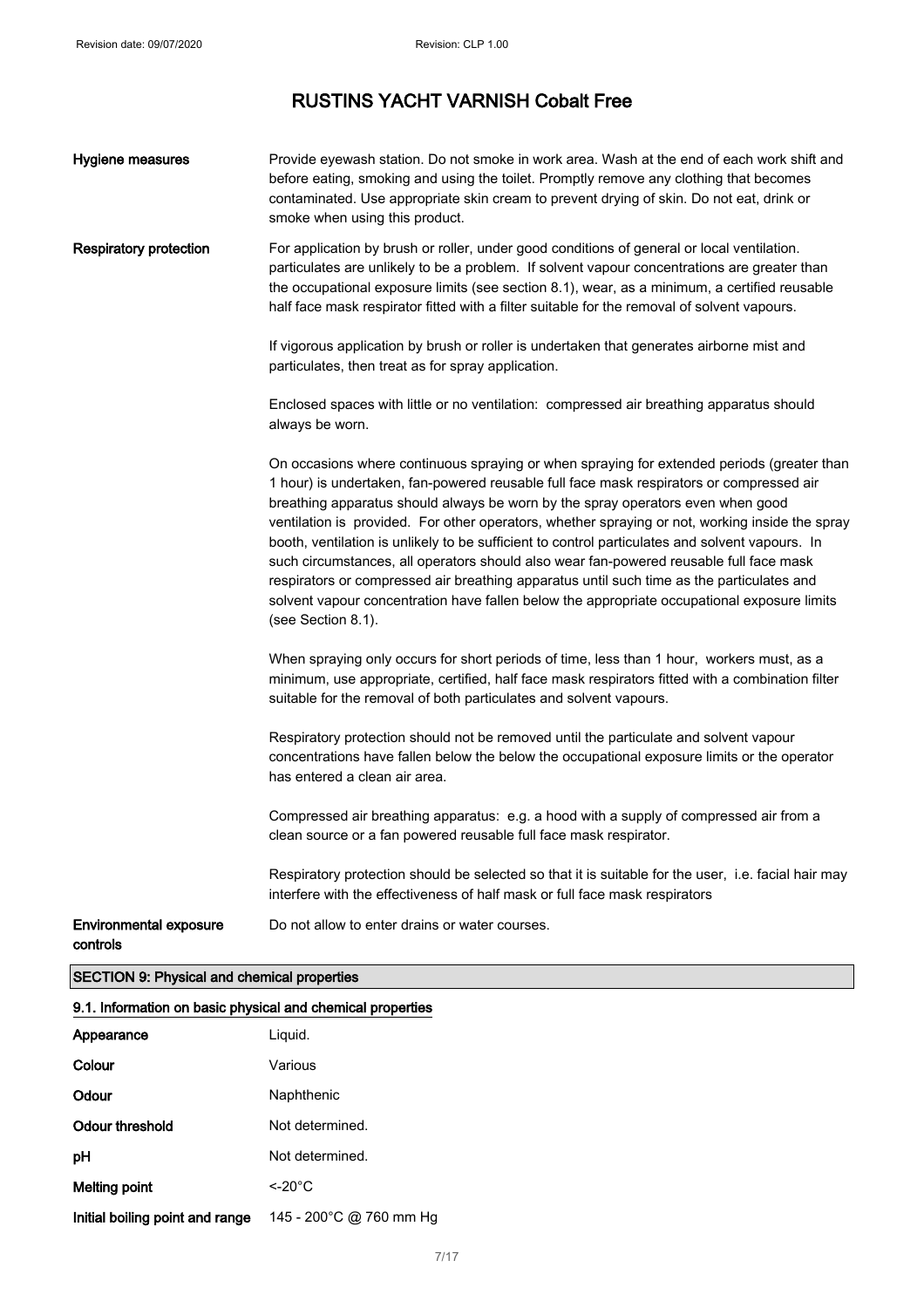| | |
|---|---|
| **Hygiene measures** | Provide eyewash station. Do not smoke in work area. Wash at the end of each work shift and before eating, smoking and using the toilet. Promptly remove any clothing that becomes contaminated. Use appropriate skin cream to prevent drying of skin. Do not eat, drink or smoke when using this product. |
| **Respiratory protection** | For application by brush or roller, under good conditions of general or local ventilation. particulates are unlikely to be a problem. If solvent vapour concentrations are greater than the occupational exposure limits (see section 8.1), wear, as a minimum, a certified reusable half face mask respirator fitted with a filter suitable for the removal of solvent vapours.<br><br>If vigorous application by brush or roller is undertaken that generates airborne mist and particulates, then treat as for spray application.<br><br>Enclosed spaces with little or no ventilation: compressed air breathing apparatus should always be worn.<br><br>On occasions where continuous spraying or when spraying for extended periods (greater than 1 hour) is undertaken, fan-powered reusable full face mask respirators or compressed air breathing apparatus should always be worn by the spray operators even when good ventilation is provided. For other operators, whether spraying or not, working inside the spray booth, ventilation is unlikely to be sufficient to control particulates and solvent vapours. In such circumstances, all operators should also wear fan-powered reusable full face mask respirators or compressed air breathing apparatus until such time as the particulates and solvent vapour concentration have fallen below the appropriate occupational exposure limits (see Section 8.1).<br><br>When spraying only occurs for short periods of time, less than 1 hour, workers must, as a minimum, use appropriate, certified, half face mask respirators fitted with a combination filter suitable for the removal of both particulates and solvent vapours.<br><br>Respiratory protection should not be removed until the particulate and solvent vapour concentrations have fallen below the below the occupational exposure limits or the operator has entered a clean air area.<br><br>Compressed air breathing apparatus: e.g. a hood with a supply of compressed air from a clean source or a fan powered reusable full face mask respirator.<br><br>Respiratory protection should be selected so that it is suitable for the user, i.e. facial hair may interfere with the effectiveness of half mask or full face mask respirators |
| **Environmental exposure controls** | Do not allow to enter drains or water courses. |

## SECTION 9: Physical and chemical properties

### 9.1. Information on basic physical and chemical properties

| | |
|---|---|
| **Appearance** | Liquid. |
| **Colour** | Various |
| **Odour** | Naphthenic |
| **Odour threshold** | Not determined. |
| **pH** | Not determined. |
| **Melting point** | <-20°C |
| **Initial boiling point and range** | 145 - 200°C @ 760 mm Hg |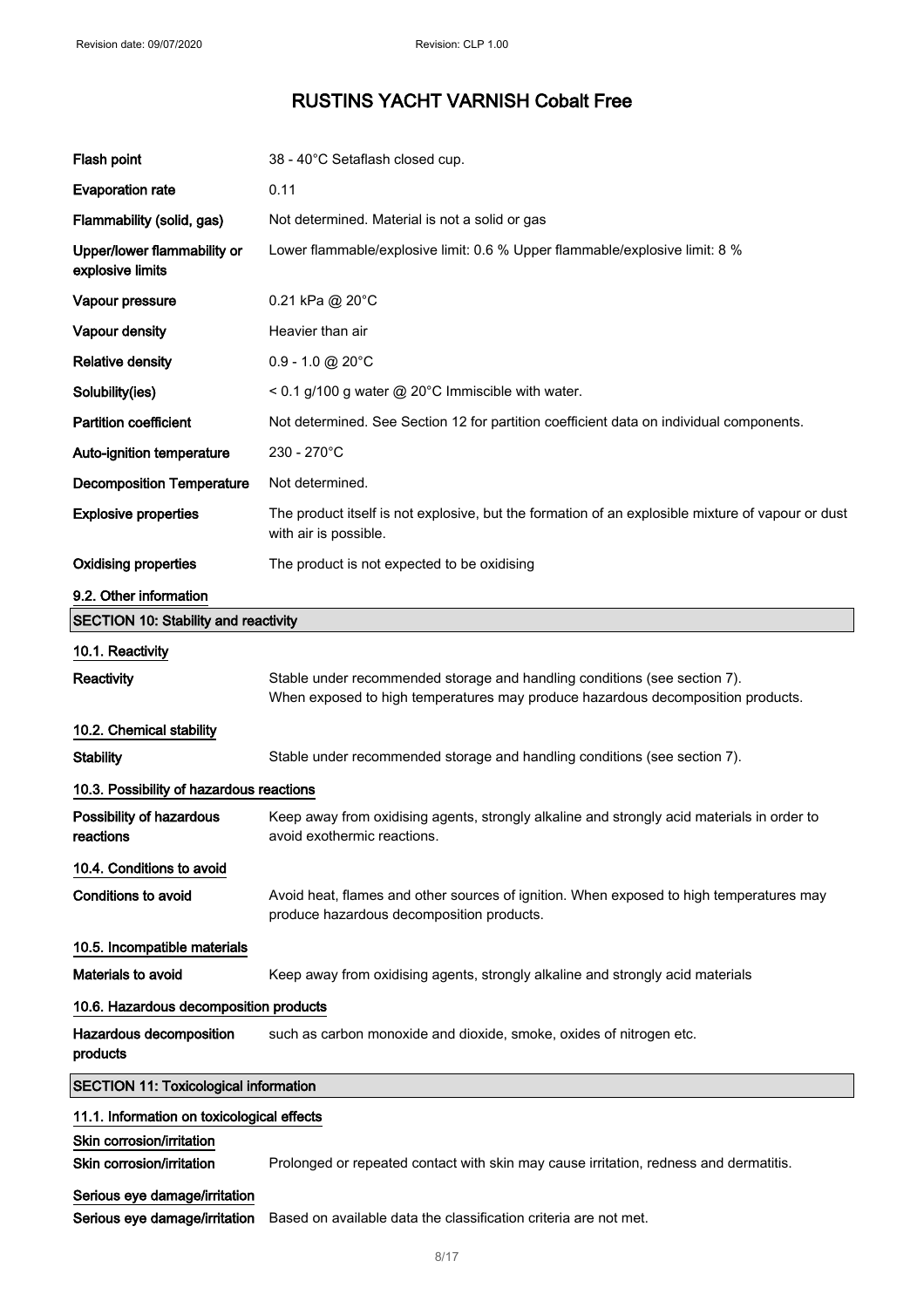| | |
|---|---|
| **Flash point** | 38 - 40°C Setaflash closed cup. |
| **Evaporation rate** | 0.11 |
| **Flammability (solid, gas)** | Not determined. Material is not a solid or gas |
| **Upper/lower flammability or explosive limits** | Lower flammable/explosive limit: 0.6 % Upper flammable/explosive limit: 8 % |
| **Vapour pressure** | 0.21 kPa @ 20°C |
| **Vapour density** | Heavier than air |
| **Relative density** | 0.9 - 1.0 @ 20°C |
| **Solubility(ies)** | < 0.1 g/100 g water @ 20°C Immiscible with water. |
| **Partition coefficient** | Not determined. See Section 12 for partition coefficient data on individual components. |
| **Auto-ignition temperature** | 230 - 270°C |
| **Decomposition Temperature** | Not determined. |
| **Explosive properties** | The product itself is not explosive, but the formation of an explosible mixture of vapour or dust with air is possible. |
| **Oxidising properties** | The product is not expected to be oxidising |

### 9.2. Other information

## SECTION 10: Stability and reactivity

### 10.1. Reactivity

**Reactivity** Stable under recommended storage and handling conditions (see section 7). When exposed to high temperatures may produce hazardous decomposition products.

### 10.2. Chemical stability

**Stability** Stable under recommended storage and handling conditions (see section 7).

### 10.3. Possibility of hazardous reactions

**Possibility of hazardous reactions** Keep away from oxidising agents, strongly alkaline and strongly acid materials in order to avoid exothermic reactions.

### 10.4. Conditions to avoid

**Conditions to avoid** Avoid heat, flames and other sources of ignition. When exposed to high temperatures may produce hazardous decomposition products.

### 10.5. Incompatible materials

**Materials to avoid** Keep away from oxidising agents, strongly alkaline and strongly acid materials

### 10.6. Hazardous decomposition products

**Hazardous decomposition products** such as carbon monoxide and dioxide, smoke, oxides of nitrogen etc.

## SECTION 11: Toxicological information

### 11.1. Information on toxicological effects

#### Skin corrosion/irritation

**Skin corrosion/irritation** Prolonged or repeated contact with skin may cause irritation, redness and dermatitis.

#### Serious eye damage/irritation

**Serious eye damage/irritation** Based on available data the classification criteria are not met.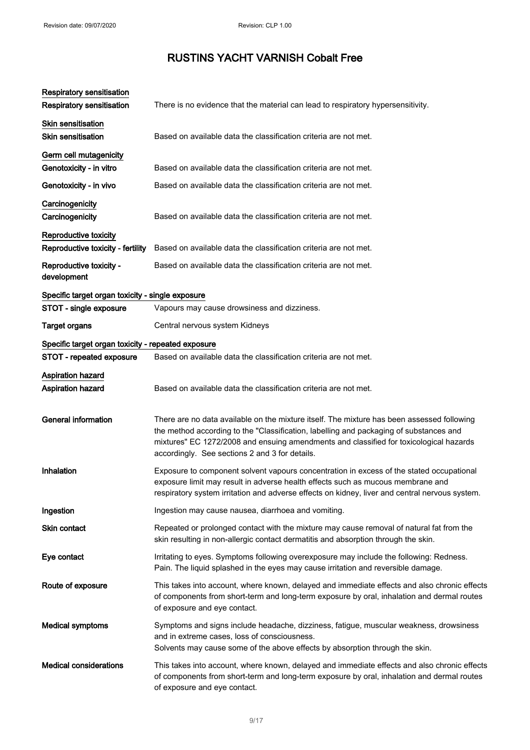# RUSTINS YACHT VARNISH Cobalt Free

**Respiratory sensitisation**

| | |
|---|---|
| **Respiratory sensitisation** | There is no evidence that the material can lead to respiratory hypersensitivity. |

**Skin sensitisation**

| | |
|---|---|
| **Skin sensitisation** | Based on available data the classification criteria are not met. |

**Germ cell mutagenicity**

| | |
|---|---|
| **Genotoxicity - in vitro** | Based on available data the classification criteria are not met. |
| **Genotoxicity - in vivo** | Based on available data the classification criteria are not met. |

**Carcinogenicity**

| | |
|---|---|
| **Carcinogenicity** | Based on available data the classification criteria are not met. |

**Reproductive toxicity**

| | |
|---|---|
| **Reproductive toxicity - fertility** | Based on available data the classification criteria are not met. |
| **Reproductive toxicity - development** | Based on available data the classification criteria are not met. |

**Specific target organ toxicity - single exposure**

| | |
|---|---|
| **STOT - single exposure** | Vapours may cause drowsiness and dizziness. |
| **Target organs** | Central nervous system Kidneys |

**Specific target organ toxicity - repeated exposure**

| | |
|---|---|
| **STOT - repeated exposure** | Based on available data the classification criteria are not met. |

**Aspiration hazard**

| | |
|---|---|
| **Aspiration hazard** | Based on available data the classification criteria are not met. |

| | |
|---|---|
| **General information** | There are no data available on the mixture itself. The mixture has been assessed following the method according to the "Classification, labelling and packaging of substances and mixtures" EC 1272/2008 and ensuing amendments and classified for toxicological hazards accordingly. See sections 2 and 3 for details. |
| **Inhalation** | Exposure to component solvent vapours concentration in excess of the stated occupational exposure limit may result in adverse health effects such as mucous membrane and respiratory system irritation and adverse effects on kidney, liver and central nervous system. |
| **Ingestion** | Ingestion may cause nausea, diarrhoea and vomiting. |
| **Skin contact** | Repeated or prolonged contact with the mixture may cause removal of natural fat from the skin resulting in non-allergic contact dermatitis and absorption through the skin. |
| **Eye contact** | Irritating to eyes. Symptoms following overexposure may include the following: Redness. Pain. The liquid splashed in the eyes may cause irritation and reversible damage. |
| **Route of exposure** | This takes into account, where known, delayed and immediate effects and also chronic effects of components from short-term and long-term exposure by oral, inhalation and dermal routes of exposure and eye contact. |
| **Medical symptoms** | Symptoms and signs include headache, dizziness, fatigue, muscular weakness, drowsiness and in extreme cases, loss of consciousness. Solvents may cause some of the above effects by absorption through the skin. |
| **Medical considerations** | This takes into account, where known, delayed and immediate effects and also chronic effects of components from short-term and long-term exposure by oral, inhalation and dermal routes of exposure and eye contact. |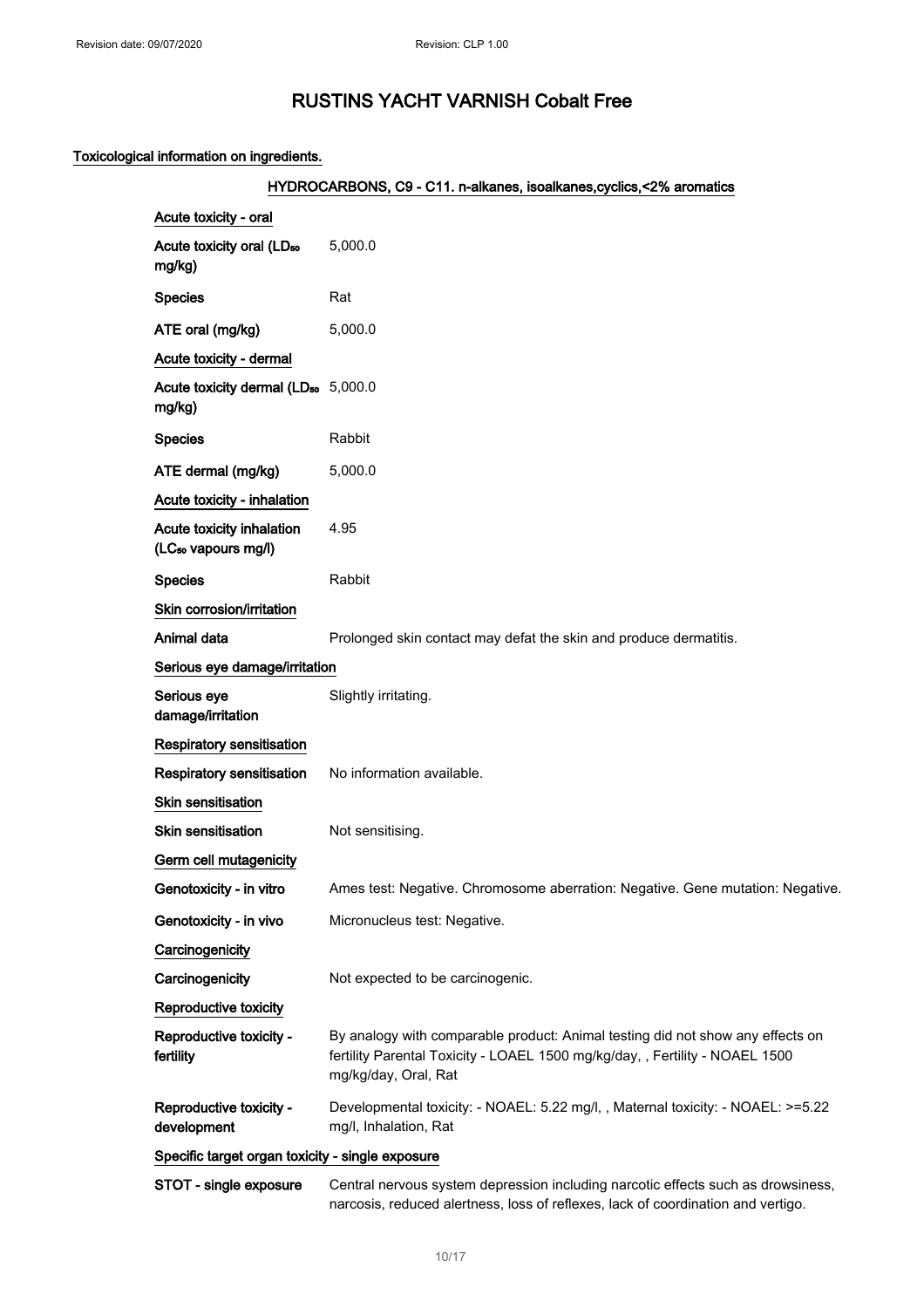# RUSTINS YACHT VARNISH Cobalt Free

## Toxicological information on ingredients.

### HYDROCARBONS, C9 - C11. n-alkanes, isoalkanes,cyclics,<2% aromatics

**Acute toxicity - oral**

| | |
|---|---|
| Acute toxicity oral ($LD_{50}$ mg/kg) | 5,000.0 |
| Species | Rat |
| ATE oral (mg/kg) | 5,000.0 |

**Acute toxicity - dermal**

| | |
|---|---|
| Acute toxicity dermal ($LD_{50}$ mg/kg) | 5,000.0 |
| Species | Rabbit |
| ATE dermal (mg/kg) | 5,000.0 |

**Acute toxicity - inhalation**

| | |
|---|---|
| Acute toxicity inhalation ($LC_{50}$ vapours mg/l) | 4.95 |
| Species | Rabbit |

**Skin corrosion/irritation**

| | |
|---|---|
| Animal data | Prolonged skin contact may defat the skin and produce dermatitis. |

**Serious eye damage/irritation**

| | |
|---|---|
| Serious eye damage/irritation | Slightly irritating. |

**Respiratory sensitisation**

| | |
|---|---|
| Respiratory sensitisation | No information available. |

**Skin sensitisation**

| | |
|---|---|
| Skin sensitisation | Not sensitising. |

**Germ cell mutagenicity**

| | |
|---|---|
| Genotoxicity - in vitro | Ames test: Negative. Chromosome aberration: Negative. Gene mutation: Negative. |
| Genotoxicity - in vivo | Micronucleus test: Negative. |

**Carcinogenicity**

| | |
|---|---|
| Carcinogenicity | Not expected to be carcinogenic. |

**Reproductive toxicity**

| | |
|---|---|
| Reproductive toxicity - fertility | By analogy with comparable product: Animal testing did not show any effects on fertility Parental Toxicity - LOAEL 1500 mg/kg/day, , Fertility - NOAEL 1500 mg/kg/day, Oral, Rat |
| Reproductive toxicity - development | Developmental toxicity: - NOAEL: 5.22 mg/l, , Maternal toxicity: - NOAEL: >=5.22 mg/l, Inhalation, Rat |

**Specific target organ toxicity - single exposure**

| | |
|---|---|
| STOT - single exposure | Central nervous system depression including narcotic effects such as drowsiness, narcosis, reduced alertness, loss of reflexes, lack of coordination and vertigo. |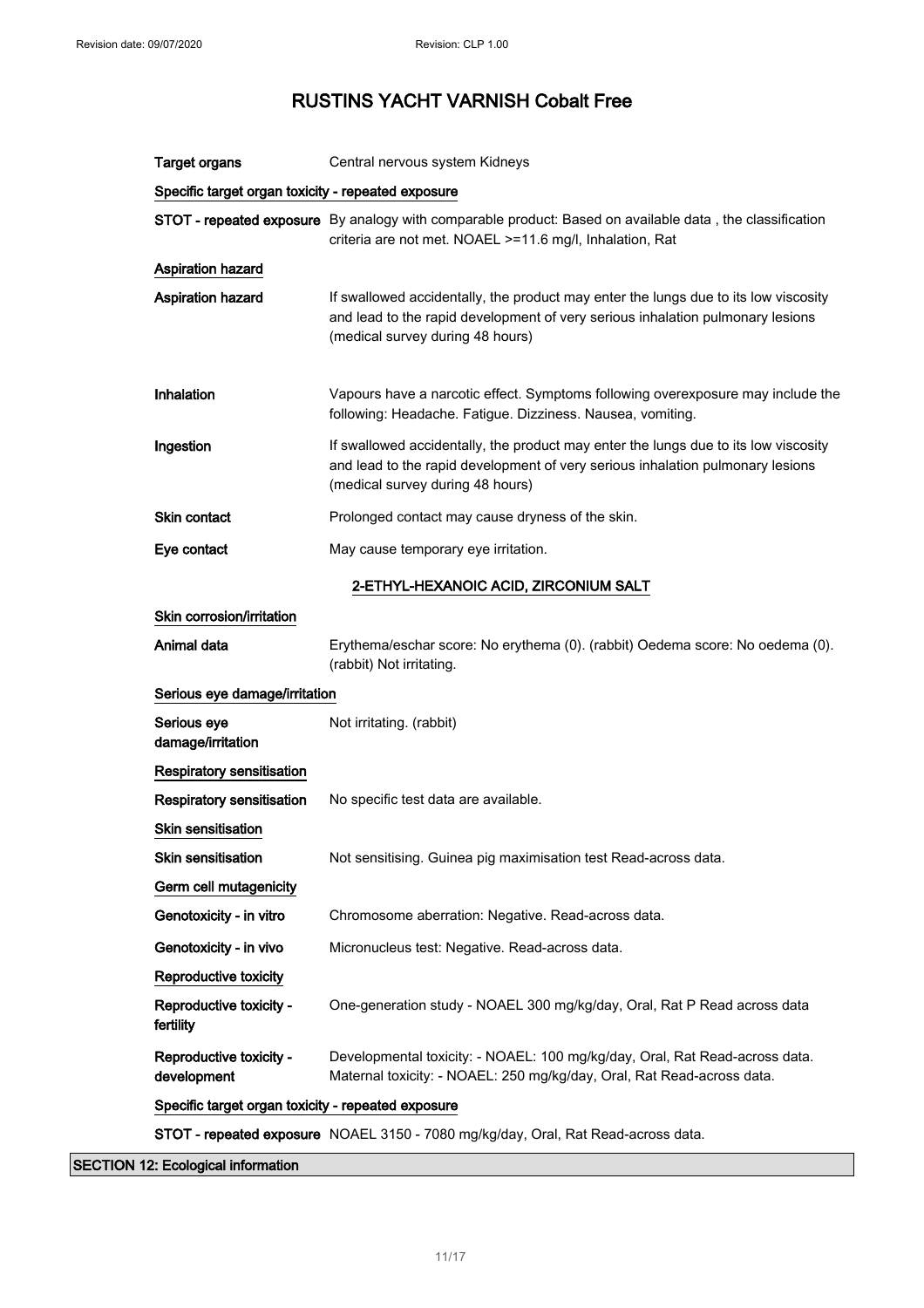| | |
|---|---|
| **Target organs** | Central nervous system Kidneys |

**Specific target organ toxicity - repeated exposure**

| | |
|---|---|
| **STOT - repeated exposure** | By analogy with comparable product: Based on available data , the classification criteria are not met. NOAEL >=11.6 mg/l, Inhalation, Rat |

**Aspiration hazard**

| | |
|---|---|
| **Aspiration hazard** | If swallowed accidentally, the product may enter the lungs due to its low viscosity and lead to the rapid development of very serious inhalation pulmonary lesions (medical survey during 48 hours) |
| **Inhalation** | Vapours have a narcotic effect. Symptoms following overexposure may include the following: Headache. Fatigue. Dizziness. Nausea, vomiting. |
| **Ingestion** | If swallowed accidentally, the product may enter the lungs due to its low viscosity and lead to the rapid development of very serious inhalation pulmonary lesions (medical survey during 48 hours) |
| **Skin contact** | Prolonged contact may cause dryness of the skin. |
| **Eye contact** | May cause temporary eye irritation. |

### 2-ETHYL-HEXANOIC ACID, ZIRCONIUM SALT

**Skin corrosion/irritation**

| | |
|---|---|
| **Animal data** | Erythema/eschar score: No erythema (0). (rabbit) Oedema score: No oedema (0). (rabbit) Not irritating. |

**Serious eye damage/irritation**

| | |
|---|---|
| **Serious eye damage/irritation** | Not irritating. (rabbit) |

**Respiratory sensitisation**

| | |
|---|---|
| **Respiratory sensitisation** | No specific test data are available. |

**Skin sensitisation**

| | |
|---|---|
| **Skin sensitisation** | Not sensitising. Guinea pig maximisation test Read-across data. |

**Germ cell mutagenicity**

| | |
|---|---|
| **Genotoxicity - in vitro** | Chromosome aberration: Negative. Read-across data. |
| **Genotoxicity - in vivo** | Micronucleus test: Negative. Read-across data. |

**Reproductive toxicity**

| | |
|---|---|
| **Reproductive toxicity - fertility** | One-generation study - NOAEL 300 mg/kg/day, Oral, Rat P Read across data |
| **Reproductive toxicity - development** | Developmental toxicity: - NOAEL: 100 mg/kg/day, Oral, Rat Read-across data. Maternal toxicity: - NOAEL: 250 mg/kg/day, Oral, Rat Read-across data. |

**Specific target organ toxicity - repeated exposure**

| | |
|---|---|
| **STOT - repeated exposure** | NOAEL 3150 - 7080 mg/kg/day, Oral, Rat Read-across data. |

## SECTION 12: Ecological information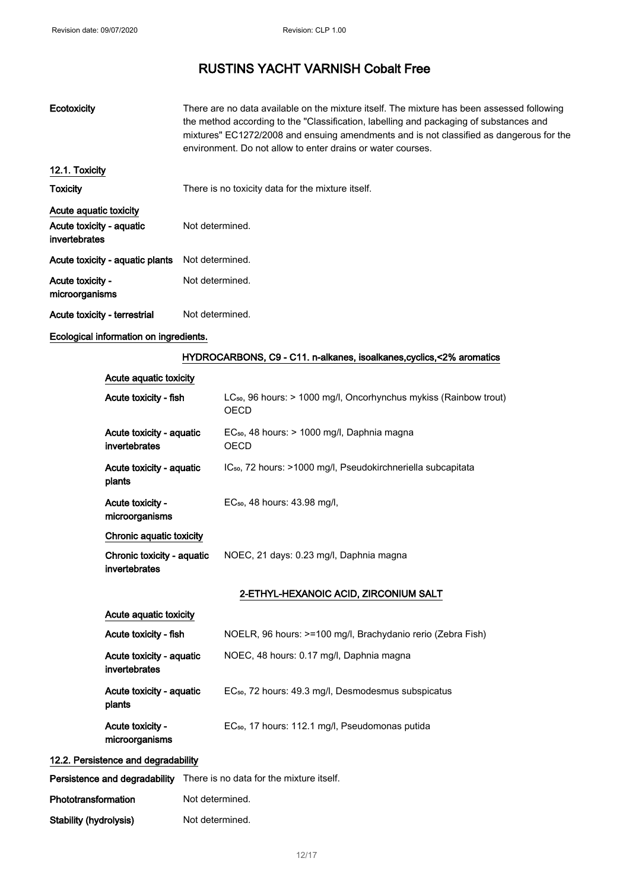# RUSTINS YACHT VARNISH Cobalt Free

| | |
|---|---|
| **Ecotoxicity** | There are no data available on the mixture itself. The mixture has been assessed following the method according to the "Classification, labelling and packaging of substances and mixtures" EC1272/2008 and ensuing amendments and is not classified as dangerous for the environment. Do not allow to enter drains or water courses. |

## 12.1. Toxicity

| | |
|---|---|
| **Toxicity** | There is no toxicity data for the mixture itself. |

**Acute aquatic toxicity**

| | |
|---|---|
| **Acute toxicity - aquatic invertebrates** | Not determined. |
| **Acute toxicity - aquatic plants** | Not determined. |
| **Acute toxicity - microorganisms** | Not determined. |
| **Acute toxicity - terrestrial** | Not determined. |

**Ecological information on ingredients.**

### HYDROCARBONS, C9 - C11. n-alkanes, isoalkanes,cyclics,<2% aromatics

**Acute aquatic toxicity**

| | |
|---|---|
| **Acute toxicity - fish** | $LC_{50}$, 96 hours: > 1000 mg/l, Oncorhynchus mykiss (Rainbow trout) OECD |
| **Acute toxicity - aquatic invertebrates** | $EC_{50}$, 48 hours: > 1000 mg/l, Daphnia magna OECD |
| **Acute toxicity - aquatic plants** | $IC_{50}$, 72 hours: >1000 mg/l, Pseudokirchneriella subcapitata |
| **Acute toxicity - microorganisms** | $EC_{50}$, 48 hours: 43.98 mg/l, |

**Chronic aquatic toxicity**

| | |
|---|---|
| **Chronic toxicity - aquatic invertebrates** | NOEC, 21 days: 0.23 mg/l, Daphnia magna |

### 2-ETHYL-HEXANOIC ACID, ZIRCONIUM SALT

**Acute aquatic toxicity**

| | |
|---|---|
| **Acute toxicity - fish** | NOELR, 96 hours: >=100 mg/l, Brachydanio rerio (Zebra Fish) |
| **Acute toxicity - aquatic invertebrates** | NOEC, 48 hours: 0.17 mg/l, Daphnia magna |
| **Acute toxicity - aquatic plants** | $EC_{50}$, 72 hours: 49.3 mg/l, Desmodesmus subspicatus |
| **Acute toxicity - microorganisms** | $EC_{50}$, 17 hours: 112.1 mg/l, Pseudomonas putida |

## 12.2. Persistence and degradability

| | |
|---|---|
| **Persistence and degradability** | There is no data for the mixture itself. |
| **Phototransformation** | Not determined. |
| **Stability (hydrolysis)** | Not determined. |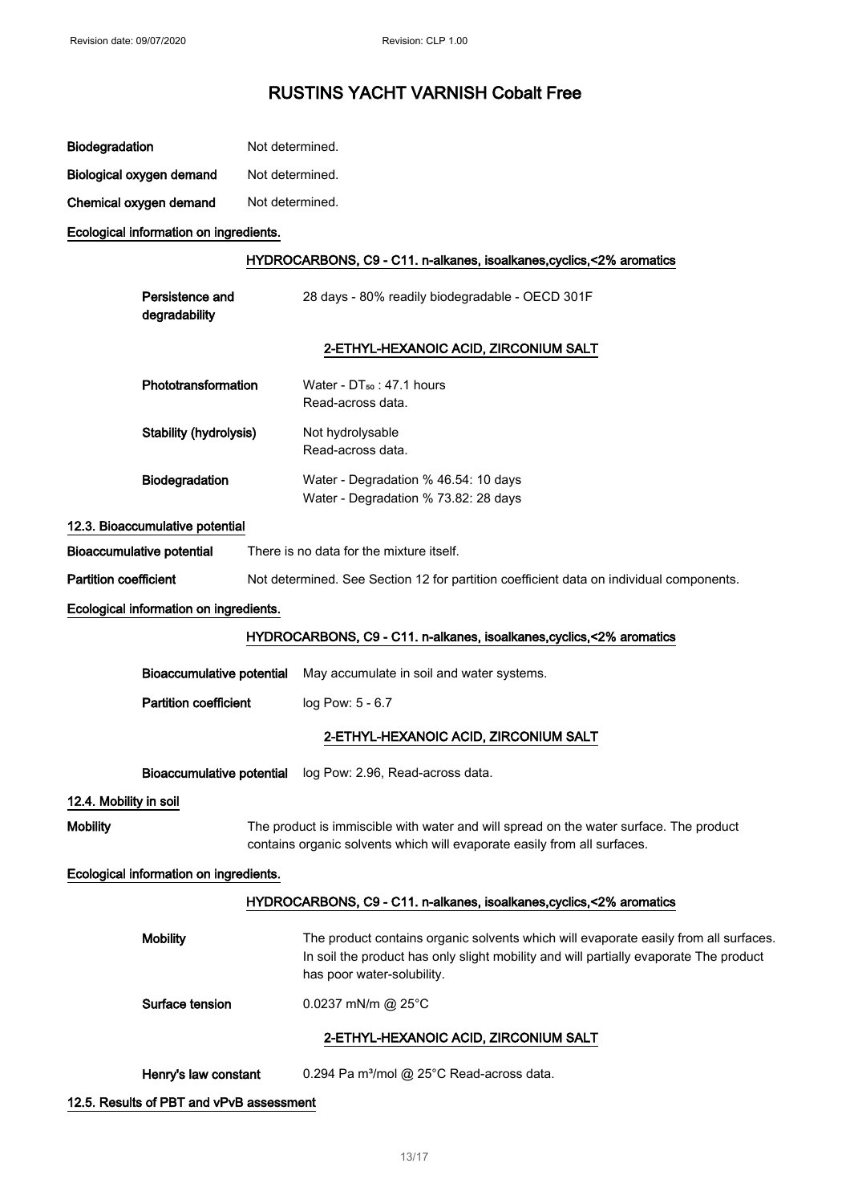**Biodegradation** Not determined.

**Biological oxygen demand** Not determined.

**Chemical oxygen demand** Not determined.

**Ecological information on ingredients.**

**HYDROCARBONS, C9 - C11. n-alkanes, isoalkanes,cyclics,<2% aromatics**

**Persistence and degradability** 28 days - 80% readily biodegradable - OECD 301F

**2-ETHYL-HEXANOIC ACID, ZIRCONIUM SALT**

**Phototransformation** Water - $DT_{50}$ : 47.1 hours
Read-across data.

**Stability (hydrolysis)** Not hydrolysable
Read-across data.

**Biodegradation** Water - Degradation % 46.54: 10 days
Water - Degradation % 73.82: 28 days

## 12.3. Bioaccumulative potential

**Bioaccumulative potential** There is no data for the mixture itself.

**Partition coefficient** Not determined. See Section 12 for partition coefficient data on individual components.

**Ecological information on ingredients.**

**HYDROCARBONS, C9 - C11. n-alkanes, isoalkanes,cyclics,<2% aromatics**

**Bioaccumulative potential** May accumulate in soil and water systems.

**Partition coefficient** log Pow: 5 - 6.7

**2-ETHYL-HEXANOIC ACID, ZIRCONIUM SALT**

**Bioaccumulative potential** log Pow: 2.96, Read-across data.

## 12.4. Mobility in soil

**Mobility** The product is immiscible with water and will spread on the water surface. The product contains organic solvents which will evaporate easily from all surfaces.

**Ecological information on ingredients.**

**HYDROCARBONS, C9 - C11. n-alkanes, isoalkanes,cyclics,<2% aromatics**

**Mobility** The product contains organic solvents which will evaporate easily from all surfaces. In soil the product has only slight mobility and will partially evaporate The product has poor water-solubility.

**Surface tension** 0.0237 mN/m @ 25°C

**2-ETHYL-HEXANOIC ACID, ZIRCONIUM SALT**

**Henry's law constant** 0.294 Pa $m^3$/mol @ 25°C Read-across data.

## 12.5. Results of PBT and vPvB assessment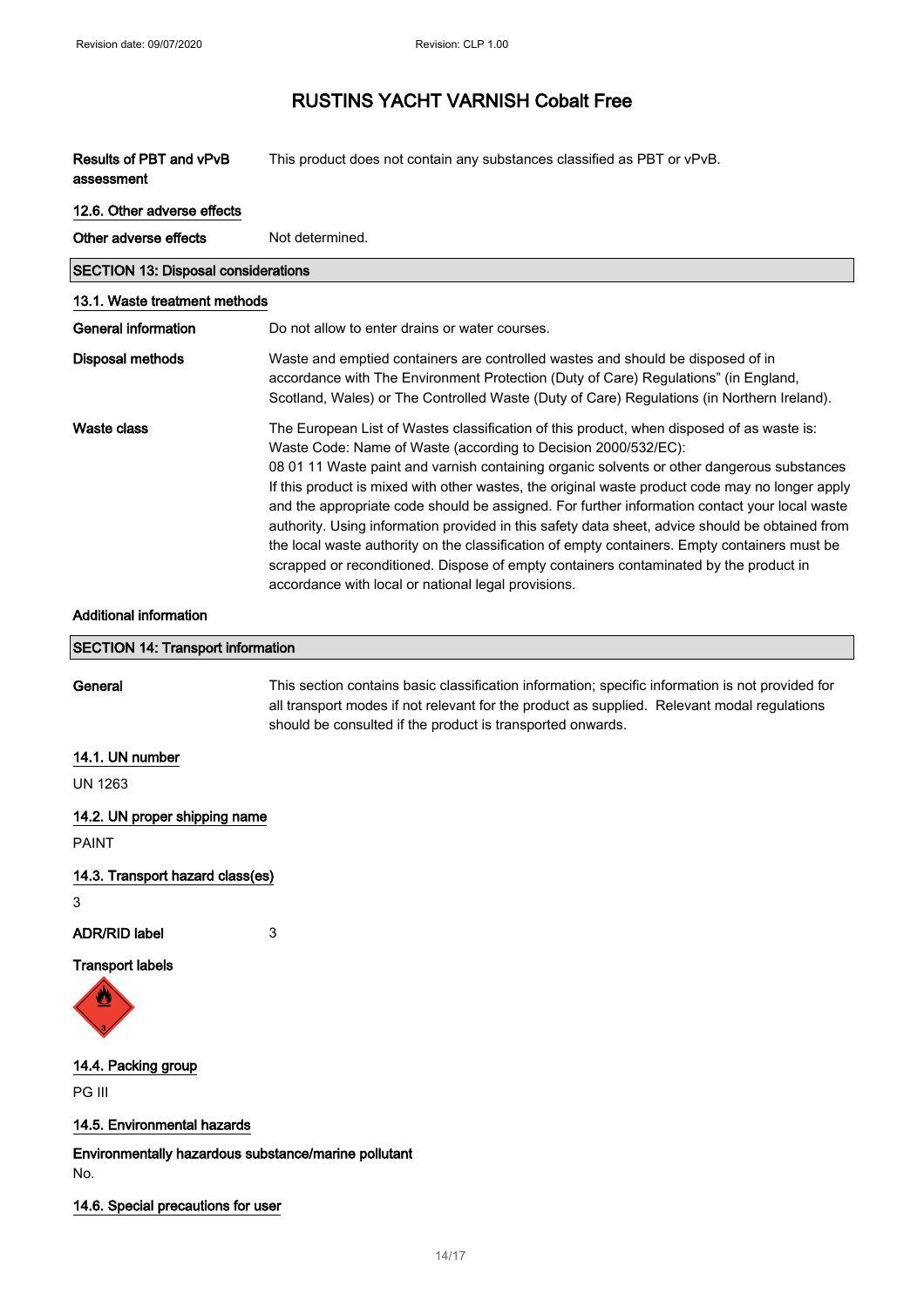**Results of PBT and vPvB assessment**: This product does not contain any substances classified as PBT or vPvB.

### 12.6. Other adverse effects

**Other adverse effects**: Not determined.

## SECTION 13: Disposal considerations

### 13.1. Waste treatment methods

**General information**: Do not allow to enter drains or water courses.

**Disposal methods**: Waste and emptied containers are controlled wastes and should be disposed of in accordance with The Environment Protection (Duty of Care) Regulations" (in England, Scotland, Wales) or The Controlled Waste (Duty of Care) Regulations (in Northern Ireland).

**Waste class**: The European List of Wastes classification of this product, when disposed of as waste is: Waste Code: Name of Waste (according to Decision 2000/532/EC):
08 01 11 Waste paint and varnish containing organic solvents or other dangerous substances
If this product is mixed with other wastes, the original waste product code may no longer apply and the appropriate code should be assigned. For further information contact your local waste authority. Using information provided in this safety data sheet, advice should be obtained from the local waste authority on the classification of empty containers. Empty containers must be scrapped or reconditioned. Dispose of empty containers contaminated by the product in accordance with local or national legal provisions.

**Additional information**

## SECTION 14: Transport information

**General**: This section contains basic classification information; specific information is not provided for all transport modes if not relevant for the product as supplied. Relevant modal regulations should be consulted if the product is transported onwards.

### 14.1. UN number

UN 1263

### 14.2. UN proper shipping name

PAINT

### 14.3. Transport hazard class(es)

3

**ADR/RID label**: 3

**Transport labels**

### 14.4. Packing group

PG III

### 14.5. Environmental hazards

**Environmentally hazardous substance/marine pollutant**
No.

### 14.6. Special precautions for user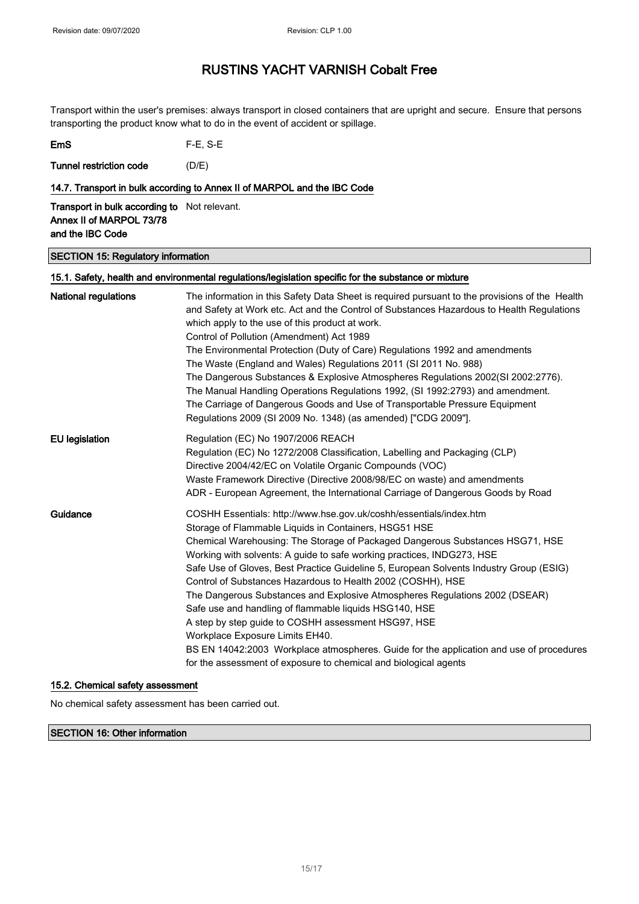Transport within the user's premises: always transport in closed containers that are upright and secure. Ensure that persons transporting the product know what to do in the event of accident or spillage.

| | |
|---|---|
| **EmS** | F-E, S-E |
| **Tunnel restriction code** | (D/E) |

### 14.7. Transport in bulk according to Annex II of MARPOL and the IBC Code

| | |
|---|---|
| **Transport in bulk according to Annex II of MARPOL 73/78 and the IBC Code** | Not relevant. |

## SECTION 15: Regulatory information

### 15.1. Safety, health and environmental regulations/legislation specific for the substance or mixture

**National regulations**

The information in this Safety Data Sheet is required pursuant to the provisions of the Health and Safety at Work etc. Act and the Control of Substances Hazardous to Health Regulations which apply to the use of this product at work.
Control of Pollution (Amendment) Act 1989
The Environmental Protection (Duty of Care) Regulations 1992 and amendments
The Waste (England and Wales) Regulations 2011 (SI 2011 No. 988)
The Dangerous Substances & Explosive Atmospheres Regulations 2002(SI 2002:2776).
The Manual Handling Operations Regulations 1992, (SI 1992:2793) and amendment.
The Carriage of Dangerous Goods and Use of Transportable Pressure Equipment Regulations 2009 (SI 2009 No. 1348) (as amended) ["CDG 2009"].

**EU legislation**

Regulation (EC) No 1907/2006 REACH
Regulation (EC) No 1272/2008 Classification, Labelling and Packaging (CLP)
Directive 2004/42/EC on Volatile Organic Compounds (VOC)
Waste Framework Directive (Directive 2008/98/EC on waste) and amendments
ADR - European Agreement, the International Carriage of Dangerous Goods by Road

**Guidance**

COSHH Essentials: http://www.hse.gov.uk/coshh/essentials/index.htm
Storage of Flammable Liquids in Containers, HSG51 HSE
Chemical Warehousing: The Storage of Packaged Dangerous Substances HSG71, HSE
Working with solvents: A guide to safe working practices, INDG273, HSE
Safe Use of Gloves, Best Practice Guideline 5, European Solvents Industry Group (ESIG)
Control of Substances Hazardous to Health 2002 (COSHH), HSE
The Dangerous Substances and Explosive Atmospheres Regulations 2002 (DSEAR)
Safe use and handling of flammable liquids HSG140, HSE
A step by step guide to COSHH assessment HSG97, HSE
Workplace Exposure Limits EH40.
BS EN 14042:2003 Workplace atmospheres. Guide for the application and use of procedures for the assessment of exposure to chemical and biological agents

### 15.2. Chemical safety assessment

No chemical safety assessment has been carried out.

## SECTION 16: Other information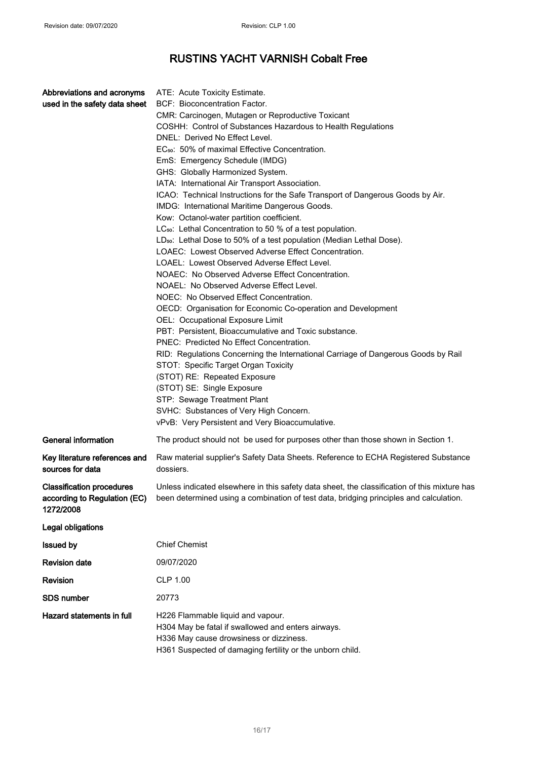# RUSTINS YACHT VARNISH Cobalt Free

| | |
|---|---|
| **Abbreviations and acronyms used in the safety data sheet** | ATE: Acute Toxicity Estimate.<br>BCF: Bioconcentration Factor.<br>CMR: Carcinogen, Mutagen or Reproductive Toxicant<br>COSHH: Control of Substances Hazardous to Health Regulations<br>DNEL: Derived No Effect Level.<br>$EC_{50}$: 50% of maximal Effective Concentration.<br>EmS: Emergency Schedule (IMDG)<br>GHS: Globally Harmonized System.<br>IATA: International Air Transport Association.<br>ICAO: Technical Instructions for the Safe Transport of Dangerous Goods by Air.<br>IMDG: International Maritime Dangerous Goods.<br>Kow: Octanol-water partition coefficient.<br>$LC_{50}$: Lethal Concentration to 50 % of a test population.<br>$LD_{50}$: Lethal Dose to 50% of a test population (Median Lethal Dose).<br>LOAEC: Lowest Observed Adverse Effect Concentration.<br>LOAEL: Lowest Observed Adverse Effect Level.<br>NOAEC: No Observed Adverse Effect Concentration.<br>NOAEL: No Observed Adverse Effect Level.<br>NOEC: No Observed Effect Concentration.<br>OECD: Organisation for Economic Co-operation and Development<br>OEL: Occupational Exposure Limit<br>PBT: Persistent, Bioaccumulative and Toxic substance.<br>PNEC: Predicted No Effect Concentration.<br>RID: Regulations Concerning the International Carriage of Dangerous Goods by Rail<br>STOT: Specific Target Organ Toxicity<br>(STOT) RE: Repeated Exposure<br>(STOT) SE: Single Exposure<br>STP: Sewage Treatment Plant<br>SVHC: Substances of Very High Concern.<br>vPvB: Very Persistent and Very Bioaccumulative. |
| **General information** | The product should not be used for purposes other than those shown in Section 1. |
| **Key literature references and sources for data** | Raw material supplier's Safety Data Sheets. Reference to ECHA Registered Substance dossiers. |
| **Classification procedures according to Regulation (EC) 1272/2008** | Unless indicated elsewhere in this safety data sheet, the classification of this mixture has been determined using a combination of test data, bridging principles and calculation. |
| **Legal obligations** | |
| **Issued by** | Chief Chemist |
| **Revision date** | 09/07/2020 |
| **Revision** | CLP 1.00 |
| **SDS number** | 20773 |
| **Hazard statements in full** | H226 Flammable liquid and vapour.<br>H304 May be fatal if swallowed and enters airways.<br>H336 May cause drowsiness or dizziness.<br>H361 Suspected of damaging fertility or the unborn child. |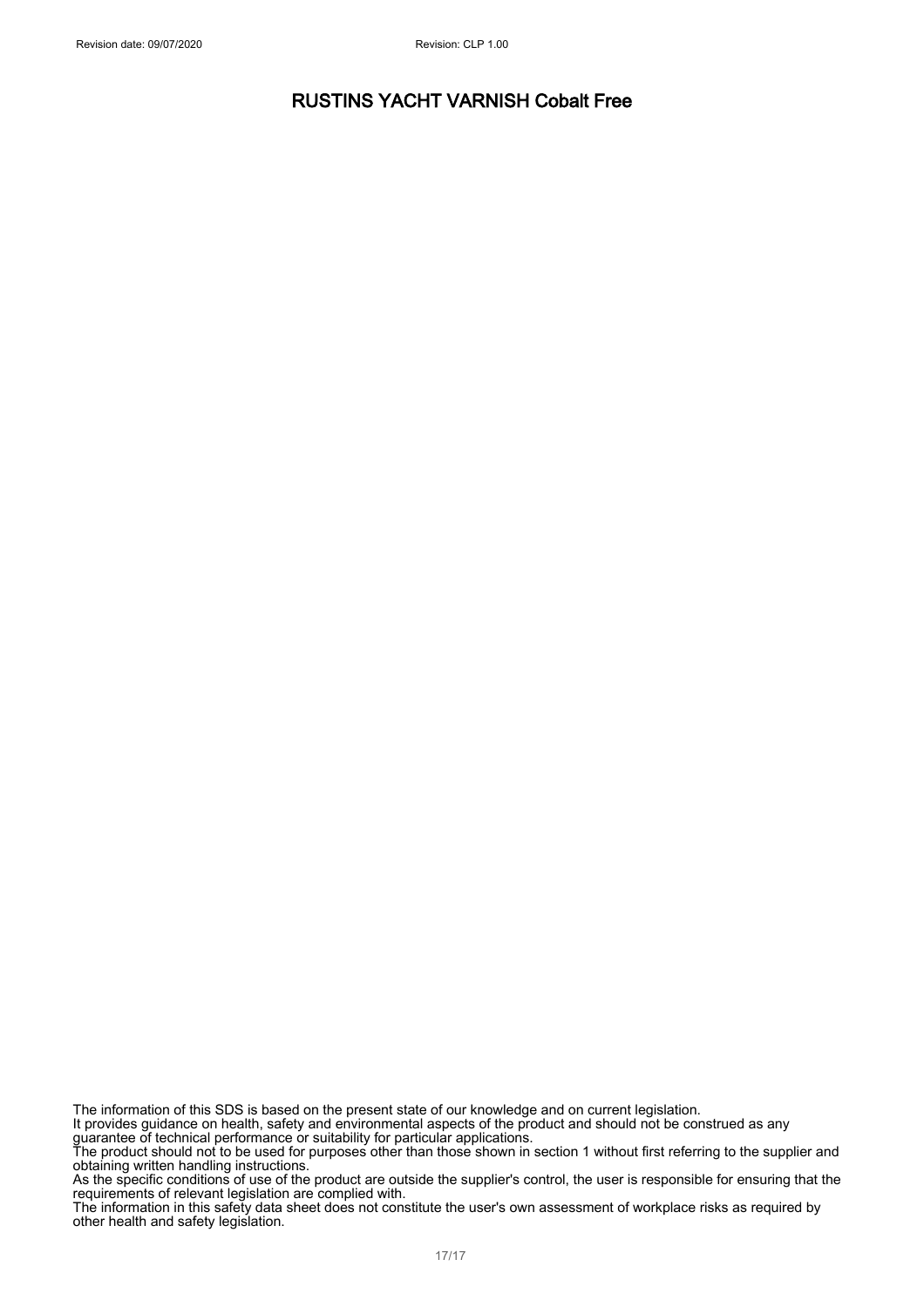The information of this SDS is based on the present state of our knowledge and on current legislation.
It provides guidance on health, safety and environmental aspects of the product and should not be construed as any guarantee of technical performance or suitability for particular applications.
The product should not to be used for purposes other than those shown in section 1 without first referring to the supplier and obtaining written handling instructions.
As the specific conditions of use of the product are outside the supplier's control, the user is responsible for ensuring that the requirements of relevant legislation are complied with.
The information in this safety data sheet does not constitute the user's own assessment of workplace risks as required by other health and safety legislation.